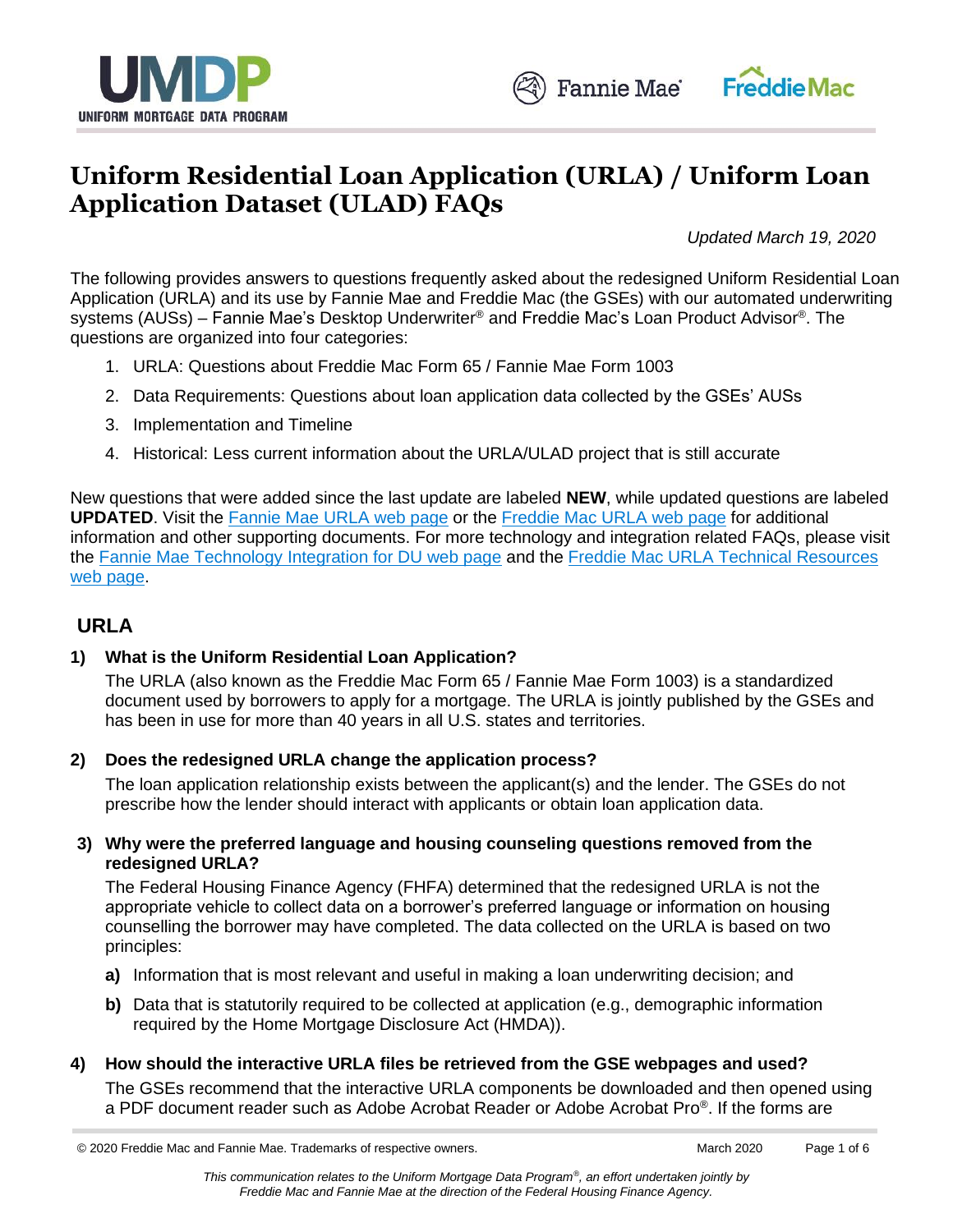# Uniform Residential Loan Application (URLA) / Uniform Loan Application Dataset (ULAD) FAQs

*Updated March 19, 2020*

The following provides answers to questions frequently asked about the redesigned Uniform Residential Loan Application (URLA) and its use by Fannie Mae and Freddie Mac (the GSEs) with our automated underwriting systems (AUSs) – Fannie Mae's Desktop Underwriter® and Freddie Mac's Loan Product Advisor®. The questions are organized into four categories:

1. URLA: Questions about Freddie Mac Form 65 / Fannie Mae Form 1003
2. Data Requirements: Questions about loan application data collected by the GSEs' AUSs
3. Implementation and Timeline
4. Historical: Less current information about the URLA/ULAD project that is still accurate

New questions that were added since the last update are labeled **NEW**, while updated questions are labeled **UPDATED**. Visit the Fannie Mae URLA web page or the Freddie Mac URLA web page for additional information and other supporting documents. For more technology and integration related FAQs, please visit the Fannie Mae Technology Integration for DU web page and the Freddie Mac URLA Technical Resources web page.

## URLA

**1) What is the Uniform Residential Loan Application?**

The URLA (also known as the Freddie Mac Form 65 / Fannie Mae Form 1003) is a standardized document used by borrowers to apply for a mortgage. The URLA is jointly published by the GSEs and has been in use for more than 40 years in all U.S. states and territories.

**2) Does the redesigned URLA change the application process?**

The loan application relationship exists between the applicant(s) and the lender. The GSEs do not prescribe how the lender should interact with applicants or obtain loan application data.

**3) Why were the preferred language and housing counseling questions removed from the redesigned URLA?**

The Federal Housing Finance Agency (FHFA) determined that the redesigned URLA is not the appropriate vehicle to collect data on a borrower's preferred language or information on housing counselling the borrower may have completed. The data collected on the URLA is based on two principles:

**a)** Information that is most relevant and useful in making a loan underwriting decision; and

**b)** Data that is statutorily required to be collected at application (e.g., demographic information required by the Home Mortgage Disclosure Act (HMDA)).

**4) How should the interactive URLA files be retrieved from the GSE webpages and used?**

The GSEs recommend that the interactive URLA components be downloaded and then opened using a PDF document reader such as Adobe Acrobat Reader or Adobe Acrobat Pro®. If the forms are

© 2020 Freddie Mac and Fannie Mae. Trademarks of respective owners.

*This communication relates to the Uniform Mortgage Data Program®, an effort undertaken jointly by Freddie Mac and Fannie Mae at the direction of the Federal Housing Finance Agency.*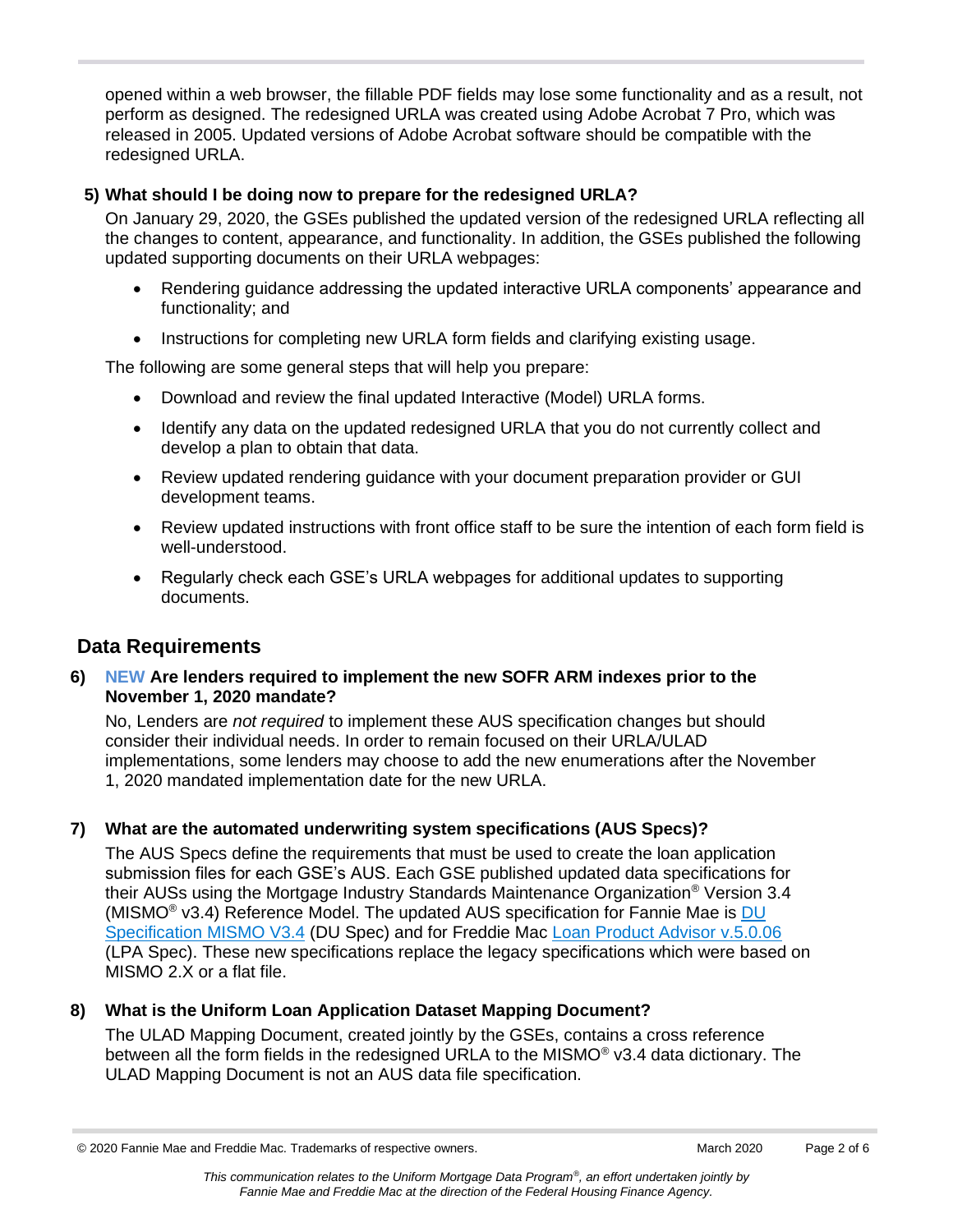opened within a web browser, the fillable PDF fields may lose some functionality and as a result, not perform as designed. The redesigned URLA was created using Adobe Acrobat 7 Pro, which was released in 2005. Updated versions of Adobe Acrobat software should be compatible with the redesigned URLA.

**5) What should I be doing now to prepare for the redesigned URLA?**

On January 29, 2020, the GSEs published the updated version of the redesigned URLA reflecting all the changes to content, appearance, and functionality. In addition, the GSEs published the following updated supporting documents on their URLA webpages:

- Rendering guidance addressing the updated interactive URLA components' appearance and functionality; and
- Instructions for completing new URLA form fields and clarifying existing usage.

The following are some general steps that will help you prepare:

- Download and review the final updated Interactive (Model) URLA forms.
- Identify any data on the updated redesigned URLA that you do not currently collect and develop a plan to obtain that data.
- Review updated rendering guidance with your document preparation provider or GUI development teams.
- Review updated instructions with front office staff to be sure the intention of each form field is well-understood.
- Regularly check each GSE's URLA webpages for additional updates to supporting documents.

## Data Requirements

**6) NEW Are lenders required to implement the new SOFR ARM indexes prior to the November 1, 2020 mandate?**

No, Lenders are *not required* to implement these AUS specification changes but should consider their individual needs. In order to remain focused on their URLA/ULAD implementations, some lenders may choose to add the new enumerations after the November 1, 2020 mandated implementation date for the new URLA.

**7) What are the automated underwriting system specifications (AUS Specs)?**

The AUS Specs define the requirements that must be used to create the loan application submission files for each GSE's AUS. Each GSE published updated data specifications for their AUSs using the Mortgage Industry Standards Maintenance Organization® Version 3.4 (MISMO® v3.4) Reference Model. The updated AUS specification for Fannie Mae is DU Specification MISMO V3.4 (DU Spec) and for Freddie Mac Loan Product Advisor v.5.0.06 (LPA Spec). These new specifications replace the legacy specifications which were based on MISMO 2.X or a flat file.

**8) What is the Uniform Loan Application Dataset Mapping Document?**

The ULAD Mapping Document, created jointly by the GSEs, contains a cross reference between all the form fields in the redesigned URLA to the MISMO® v3.4 data dictionary. The ULAD Mapping Document is not an AUS data file specification.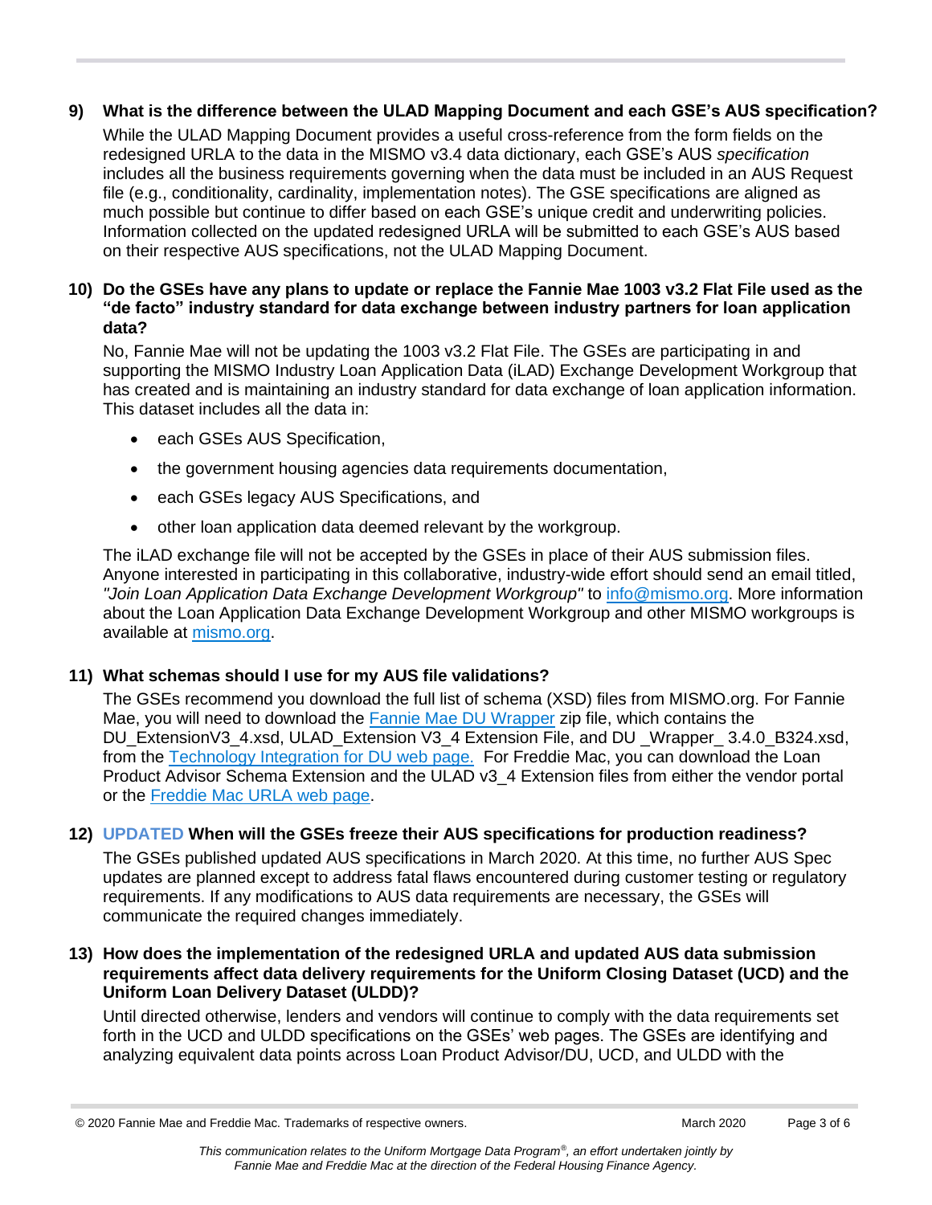**9) What is the difference between the ULAD Mapping Document and each GSE's AUS specification?**

While the ULAD Mapping Document provides a useful cross-reference from the form fields on the redesigned URLA to the data in the MISMO v3.4 data dictionary, each GSE's AUS *specification* includes all the business requirements governing when the data must be included in an AUS Request file (e.g., conditionality, cardinality, implementation notes). The GSE specifications are aligned as much possible but continue to differ based on each GSE's unique credit and underwriting policies. Information collected on the updated redesigned URLA will be submitted to each GSE's AUS based on their respective AUS specifications, not the ULAD Mapping Document.

**10) Do the GSEs have any plans to update or replace the Fannie Mae 1003 v3.2 Flat File used as the "de facto" industry standard for data exchange between industry partners for loan application data?**

No, Fannie Mae will not be updating the 1003 v3.2 Flat File. The GSEs are participating in and supporting the MISMO Industry Loan Application Data (iLAD) Exchange Development Workgroup that has created and is maintaining an industry standard for data exchange of loan application information. This dataset includes all the data in:

- each GSEs AUS Specification,
- the government housing agencies data requirements documentation,
- each GSEs legacy AUS Specifications, and
- other loan application data deemed relevant by the workgroup.

The iLAD exchange file will not be accepted by the GSEs in place of their AUS submission files. Anyone interested in participating in this collaborative, industry-wide effort should send an email titled, *"Join Loan Application Data Exchange Development Workgroup"* to [info@mismo.org](mailto:info@mismo.org). More information about the Loan Application Data Exchange Development Workgroup and other MISMO workgroups is available at [mismo.org](mismo.org).

**11) What schemas should I use for my AUS file validations?**

The GSEs recommend you download the full list of schema (XSD) files from MISMO.org. For Fannie Mae, you will need to download the [Fannie Mae DU Wrapper](#) zip file, which contains the DU_ExtensionV3_4.xsd, ULAD_Extension V3_4 Extension File, and DU _Wrapper_ 3.4.0_B324.xsd, from the [Technology Integration for DU web page.](#) For Freddie Mac, you can download the Loan Product Advisor Schema Extension and the ULAD v3_4 Extension files from either the vendor portal or the [Freddie Mac URLA web page](#).

**12) UPDATED When will the GSEs freeze their AUS specifications for production readiness?**

The GSEs published updated AUS specifications in March 2020. At this time, no further AUS Spec updates are planned except to address fatal flaws encountered during customer testing or regulatory requirements. If any modifications to AUS data requirements are necessary, the GSEs will communicate the required changes immediately.

**13) How does the implementation of the redesigned URLA and updated AUS data submission requirements affect data delivery requirements for the Uniform Closing Dataset (UCD) and the Uniform Loan Delivery Dataset (ULDD)?**

Until directed otherwise, lenders and vendors will continue to comply with the data requirements set forth in the UCD and ULDD specifications on the GSEs' web pages. The GSEs are identifying and analyzing equivalent data points across Loan Product Advisor/DU, UCD, and ULDD with the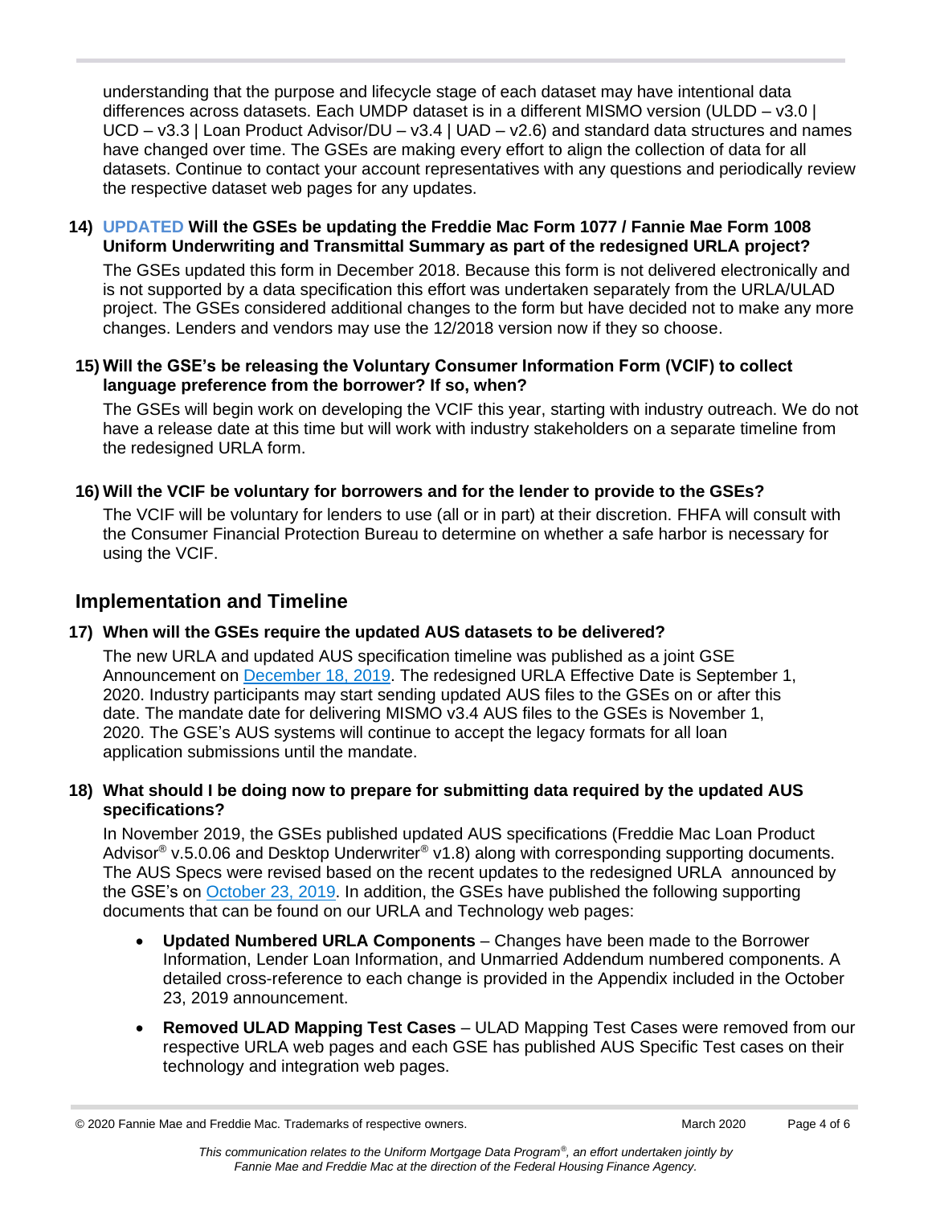understanding that the purpose and lifecycle stage of each dataset may have intentional data differences across datasets. Each UMDP dataset is in a different MISMO version (ULDD – v3.0 | UCD – v3.3 | Loan Product Advisor/DU – v3.4 | UAD – v2.6) and standard data structures and names have changed over time. The GSEs are making every effort to align the collection of data for all datasets. Continue to contact your account representatives with any questions and periodically review the respective dataset web pages for any updates.

**14) UPDATED Will the GSEs be updating the Freddie Mac Form 1077 / Fannie Mae Form 1008 Uniform Underwriting and Transmittal Summary as part of the redesigned URLA project?**

The GSEs updated this form in December 2018. Because this form is not delivered electronically and is not supported by a data specification this effort was undertaken separately from the URLA/ULAD project. The GSEs considered additional changes to the form but have decided not to make any more changes. Lenders and vendors may use the 12/2018 version now if they so choose.

**15) Will the GSE's be releasing the Voluntary Consumer Information Form (VCIF) to collect language preference from the borrower? If so, when?**

The GSEs will begin work on developing the VCIF this year, starting with industry outreach. We do not have a release date at this time but will work with industry stakeholders on a separate timeline from the redesigned URLA form.

**16) Will the VCIF be voluntary for borrowers and for the lender to provide to the GSEs?**

The VCIF will be voluntary for lenders to use (all or in part) at their discretion. FHFA will consult with the Consumer Financial Protection Bureau to determine on whether a safe harbor is necessary for using the VCIF.

## Implementation and Timeline

**17) When will the GSEs require the updated AUS datasets to be delivered?**

The new URLA and updated AUS specification timeline was published as a joint GSE Announcement on December 18, 2019. The redesigned URLA Effective Date is September 1, 2020. Industry participants may start sending updated AUS files to the GSEs on or after this date. The mandate date for delivering MISMO v3.4 AUS files to the GSEs is November 1, 2020. The GSE's AUS systems will continue to accept the legacy formats for all loan application submissions until the mandate.

**18) What should I be doing now to prepare for submitting data required by the updated AUS specifications?**

In November 2019, the GSEs published updated AUS specifications (Freddie Mac Loan Product Advisor® v.5.0.06 and Desktop Underwriter® v1.8) along with corresponding supporting documents. The AUS Specs were revised based on the recent updates to the redesigned URLA announced by the GSE's on October 23, 2019. In addition, the GSEs have published the following supporting documents that can be found on our URLA and Technology web pages:

- **Updated Numbered URLA Components** – Changes have been made to the Borrower Information, Lender Loan Information, and Unmarried Addendum numbered components. A detailed cross-reference to each change is provided in the Appendix included in the October 23, 2019 announcement.
- **Removed ULAD Mapping Test Cases** – ULAD Mapping Test Cases were removed from our respective URLA web pages and each GSE has published AUS Specific Test cases on their technology and integration web pages.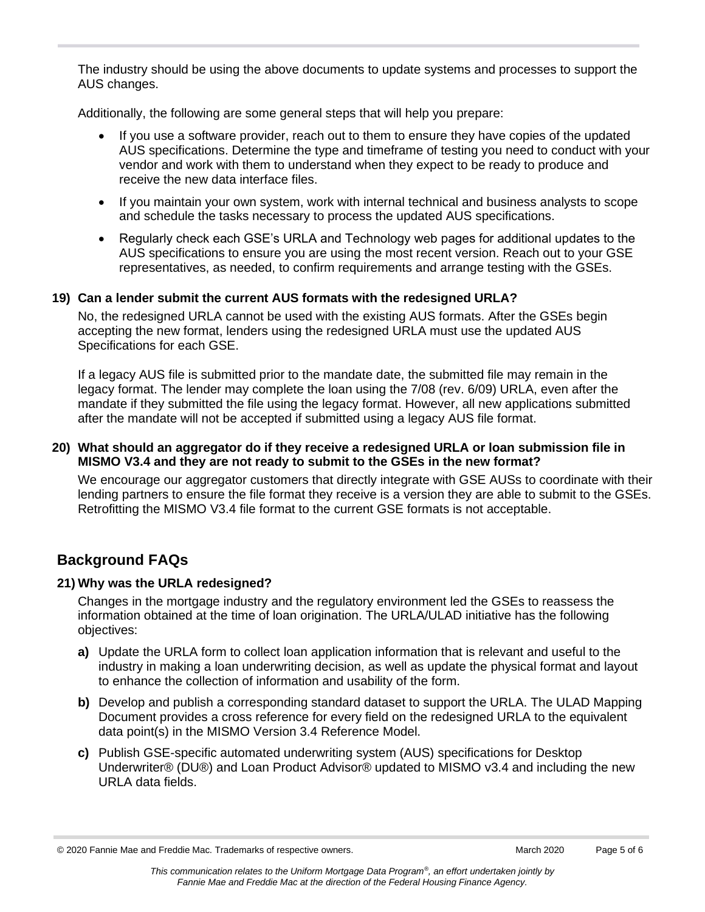The industry should be using the above documents to update systems and processes to support the AUS changes.

Additionally, the following are some general steps that will help you prepare:

- If you use a software provider, reach out to them to ensure they have copies of the updated AUS specifications. Determine the type and timeframe of testing you need to conduct with your vendor and work with them to understand when they expect to be ready to produce and receive the new data interface files.
- If you maintain your own system, work with internal technical and business analysts to scope and schedule the tasks necessary to process the updated AUS specifications.
- Regularly check each GSE's URLA and Technology web pages for additional updates to the AUS specifications to ensure you are using the most recent version. Reach out to your GSE representatives, as needed, to confirm requirements and arrange testing with the GSEs.

**19) Can a lender submit the current AUS formats with the redesigned URLA?**

No, the redesigned URLA cannot be used with the existing AUS formats. After the GSEs begin accepting the new format, lenders using the redesigned URLA must use the updated AUS Specifications for each GSE.

If a legacy AUS file is submitted prior to the mandate date, the submitted file may remain in the legacy format. The lender may complete the loan using the 7/08 (rev. 6/09) URLA, even after the mandate if they submitted the file using the legacy format. However, all new applications submitted after the mandate will not be accepted if submitted using a legacy AUS file format.

**20) What should an aggregator do if they receive a redesigned URLA or loan submission file in MISMO V3.4 and they are not ready to submit to the GSEs in the new format?**

We encourage our aggregator customers that directly integrate with GSE AUSs to coordinate with their lending partners to ensure the file format they receive is a version they are able to submit to the GSEs. Retrofitting the MISMO V3.4 file format to the current GSE formats is not acceptable.

## Background FAQs

**21) Why was the URLA redesigned?**

Changes in the mortgage industry and the regulatory environment led the GSEs to reassess the information obtained at the time of loan origination. The URLA/ULAD initiative has the following objectives:

**a)** Update the URLA form to collect loan application information that is relevant and useful to the industry in making a loan underwriting decision, as well as update the physical format and layout to enhance the collection of information and usability of the form.

**b)** Develop and publish a corresponding standard dataset to support the URLA. The ULAD Mapping Document provides a cross reference for every field on the redesigned URLA to the equivalent data point(s) in the MISMO Version 3.4 Reference Model.

**c)** Publish GSE-specific automated underwriting system (AUS) specifications for Desktop Underwriter® (DU®) and Loan Product Advisor® updated to MISMO v3.4 and including the new URLA data fields.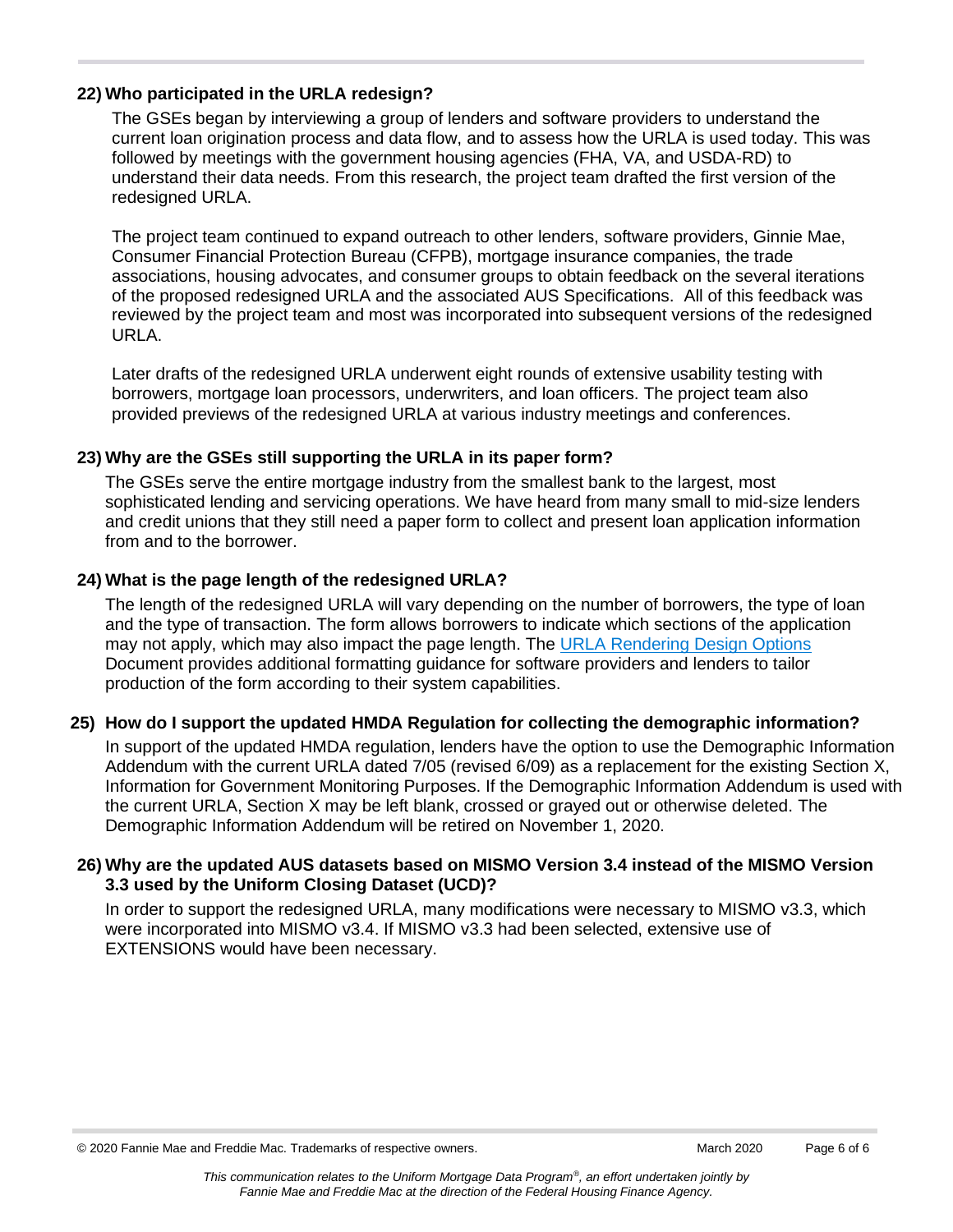**22) Who participated in the URLA redesign?**

The GSEs began by interviewing a group of lenders and software providers to understand the current loan origination process and data flow, and to assess how the URLA is used today. This was followed by meetings with the government housing agencies (FHA, VA, and USDA-RD) to understand their data needs. From this research, the project team drafted the first version of the redesigned URLA.

The project team continued to expand outreach to other lenders, software providers, Ginnie Mae, Consumer Financial Protection Bureau (CFPB), mortgage insurance companies, the trade associations, housing advocates, and consumer groups to obtain feedback on the several iterations of the proposed redesigned URLA and the associated AUS Specifications. All of this feedback was reviewed by the project team and most was incorporated into subsequent versions of the redesigned URLA.

Later drafts of the redesigned URLA underwent eight rounds of extensive usability testing with borrowers, mortgage loan processors, underwriters, and loan officers. The project team also provided previews of the redesigned URLA at various industry meetings and conferences.

**23) Why are the GSEs still supporting the URLA in its paper form?**

The GSEs serve the entire mortgage industry from the smallest bank to the largest, most sophisticated lending and servicing operations. We have heard from many small to mid-size lenders and credit unions that they still need a paper form to collect and present loan application information from and to the borrower.

**24) What is the page length of the redesigned URLA?**

The length of the redesigned URLA will vary depending on the number of borrowers, the type of loan and the type of transaction. The form allows borrowers to indicate which sections of the application may not apply, which may also impact the page length. The URLA Rendering Design Options Document provides additional formatting guidance for software providers and lenders to tailor production of the form according to their system capabilities.

**25) How do I support the updated HMDA Regulation for collecting the demographic information?**

In support of the updated HMDA regulation, lenders have the option to use the Demographic Information Addendum with the current URLA dated 7/05 (revised 6/09) as a replacement for the existing Section X, Information for Government Monitoring Purposes. If the Demographic Information Addendum is used with the current URLA, Section X may be left blank, crossed or grayed out or otherwise deleted. The Demographic Information Addendum will be retired on November 1, 2020.

**26) Why are the updated AUS datasets based on MISMO Version 3.4 instead of the MISMO Version 3.3 used by the Uniform Closing Dataset (UCD)?**

In order to support the redesigned URLA, many modifications were necessary to MISMO v3.3, which were incorporated into MISMO v3.4. If MISMO v3.3 had been selected, extensive use of EXTENSIONS would have been necessary.

© 2020 Fannie Mae and Freddie Mac. Trademarks of respective owners. March 2020

*This communication relates to the Uniform Mortgage Data Program®, an effort undertaken jointly by Fannie Mae and Freddie Mac at the direction of the Federal Housing Finance Agency.*